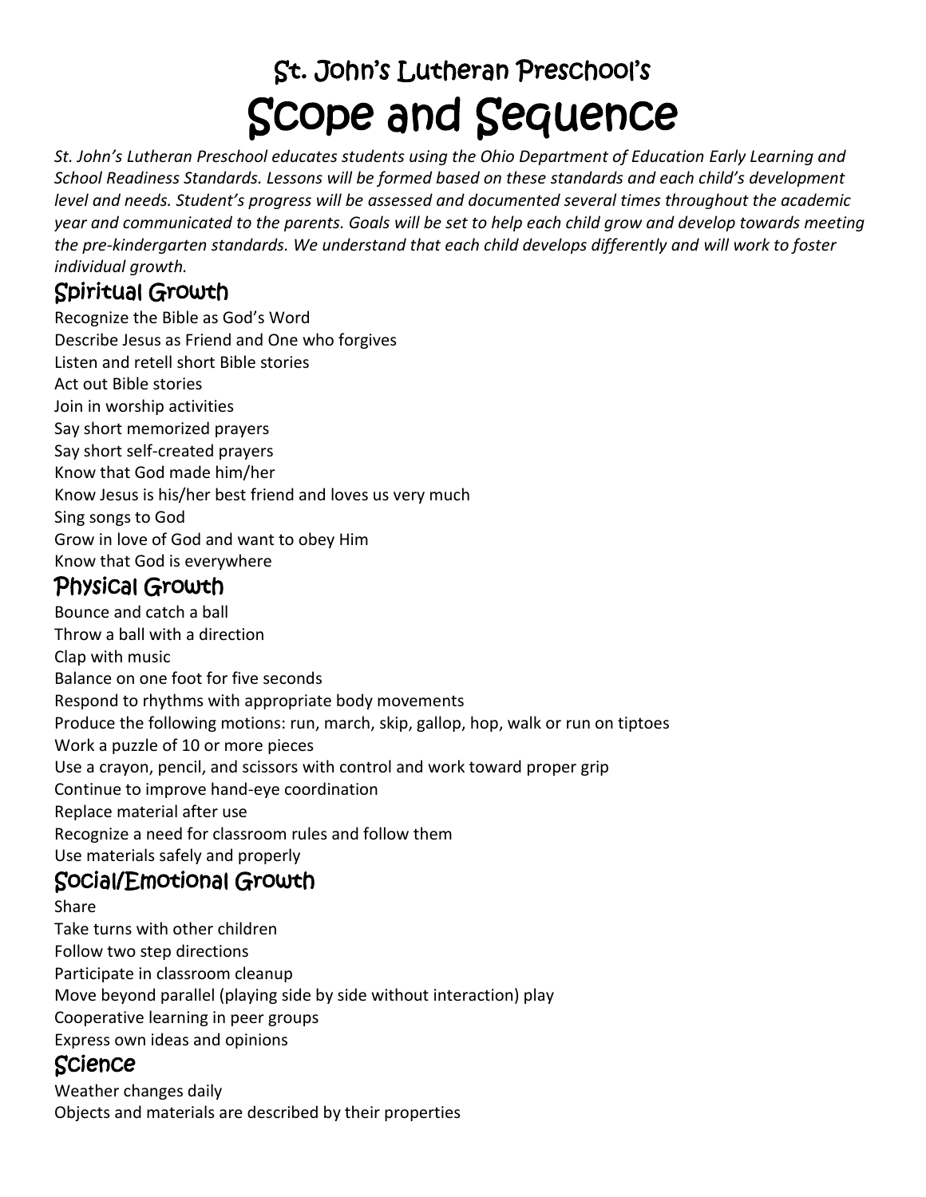## St. John's Lutheran Preschool's

# Scope and Sequence

*St. John's Lutheran Preschool educates students using the Ohio Department of Education Early Learning and School Readiness Standards. Lessons will be formed based on these standards and each child's development level and needs. Student's progress will be assessed and documented several times throughout the academic year and communicated to the parents. Goals will be set to help each child grow and develop towards meeting the pre-kindergarten standards. We understand that each child develops differently and will work to foster individual growth.*

## Spiritual Growth

Recognize the Bible as God's Word
Describe Jesus as Friend and One who forgives
Listen and retell short Bible stories
Act out Bible stories
Join in worship activities
Say short memorized prayers
Say short self-created prayers
Know that God made him/her
Know Jesus is his/her best friend and loves us very much
Sing songs to God
Grow in love of God and want to obey Him
Know that God is everywhere

## Physical Growth

Bounce and catch a ball
Throw a ball with a direction
Clap with music
Balance on one foot for five seconds
Respond to rhythms with appropriate body movements
Produce the following motions: run, march, skip, gallop, hop, walk or run on tiptoes
Work a puzzle of 10 or more pieces
Use a crayon, pencil, and scissors with control and work toward proper grip
Continue to improve hand-eye coordination
Replace material after use
Recognize a need for classroom rules and follow them
Use materials safely and properly

## Social/Emotional Growth

Share
Take turns with other children
Follow two step directions
Participate in classroom cleanup
Move beyond parallel (playing side by side without interaction) play
Cooperative learning in peer groups
Express own ideas and opinions

## Science

Weather changes daily
Objects and materials are described by their properties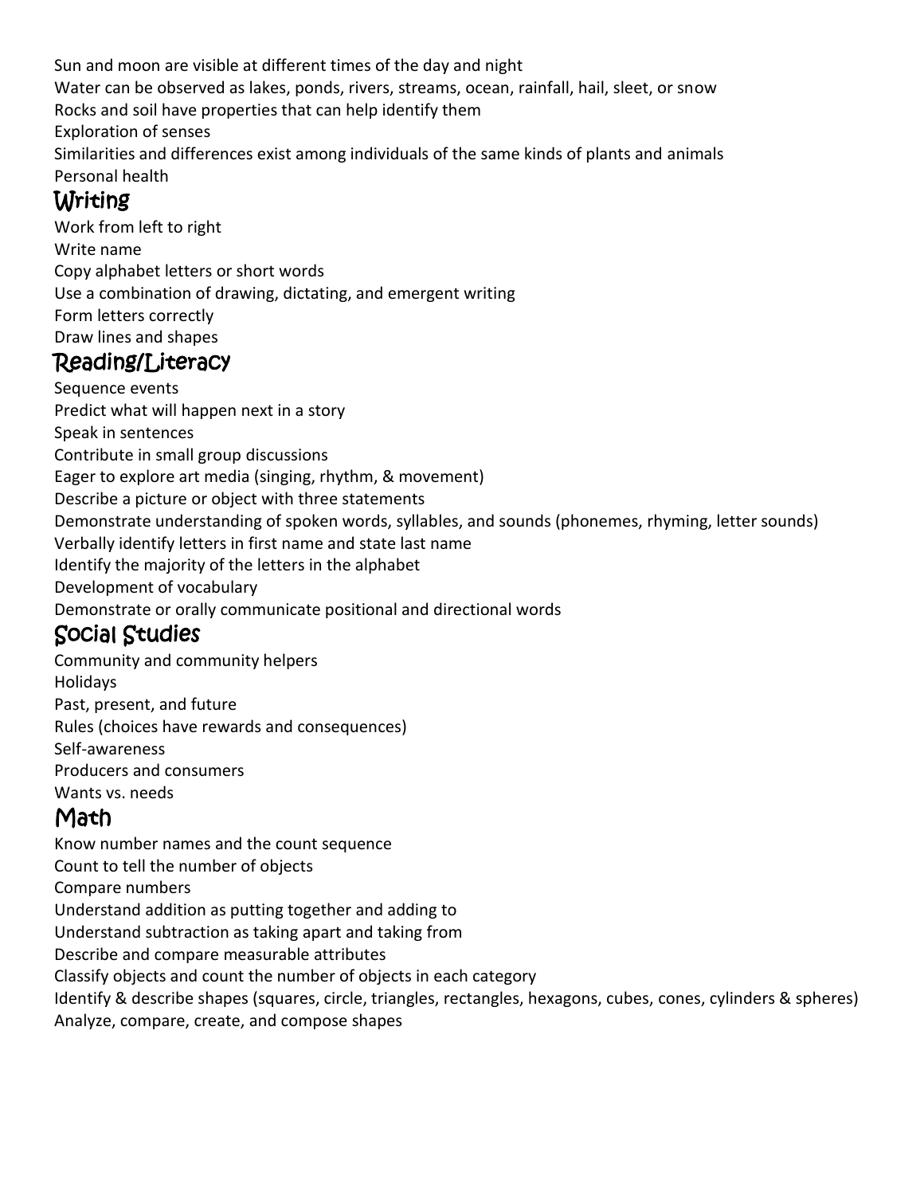Sun and moon are visible at different times of the day and night
Water can be observed as lakes, ponds, rivers, streams, ocean, rainfall, hail, sleet, or snow
Rocks and soil have properties that can help identify them
Exploration of senses
Similarities and differences exist among individuals of the same kinds of plants and animals
Personal health

## Writing

Work from left to right
Write name
Copy alphabet letters or short words
Use a combination of drawing, dictating, and emergent writing
Form letters correctly
Draw lines and shapes

## Reading/Literacy

Sequence events
Predict what will happen next in a story
Speak in sentences
Contribute in small group discussions
Eager to explore art media (singing, rhythm, & movement)
Describe a picture or object with three statements
Demonstrate understanding of spoken words, syllables, and sounds (phonemes, rhyming, letter sounds)
Verbally identify letters in first name and state last name
Identify the majority of the letters in the alphabet
Development of vocabulary
Demonstrate or orally communicate positional and directional words

## Social Studies

Community and community helpers
Holidays
Past, present, and future
Rules (choices have rewards and consequences)
Self-awareness
Producers and consumers
Wants vs. needs

## Math

Know number names and the count sequence
Count to tell the number of objects
Compare numbers
Understand addition as putting together and adding to
Understand subtraction as taking apart and taking from
Describe and compare measurable attributes
Classify objects and count the number of objects in each category
Identify & describe shapes (squares, circle, triangles, rectangles, hexagons, cubes, cones, cylinders & spheres)
Analyze, compare, create, and compose shapes